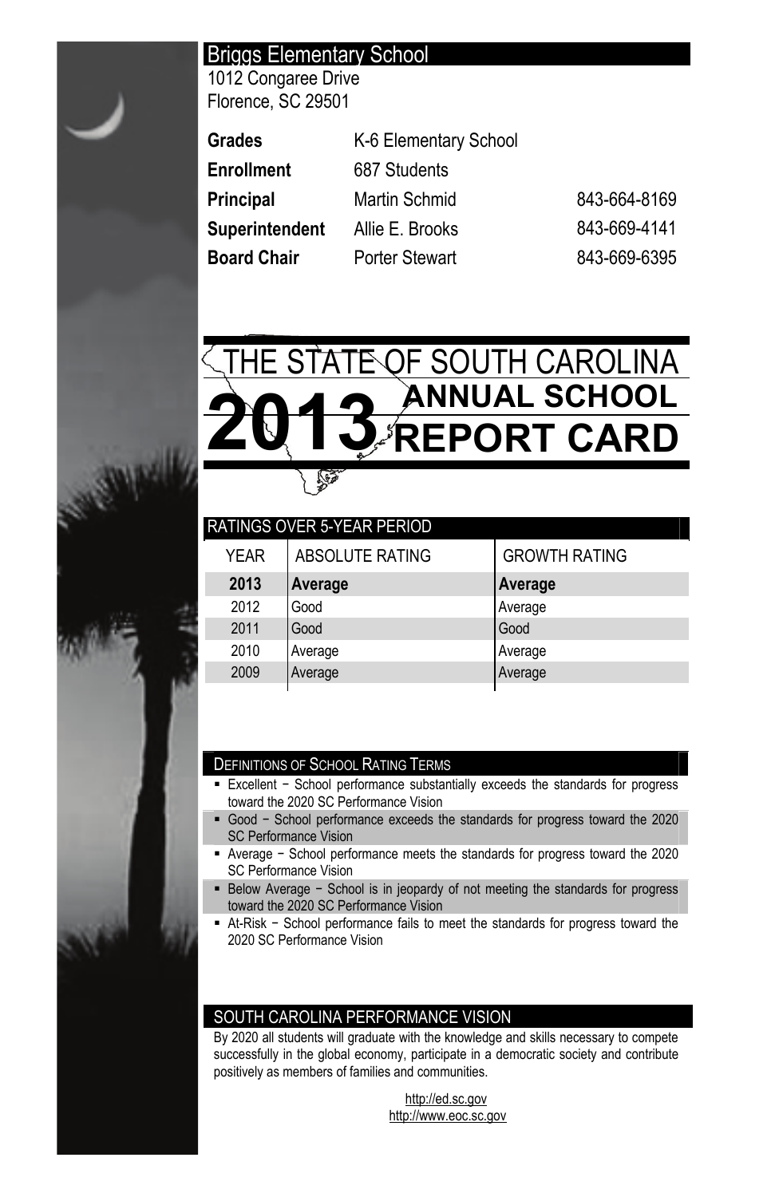# Briggs Elementary School

1012 Congaree Drive
Florence, SC 29501

| | | |
|---|---|---|
| **Grades** | K-6 Elementary School | |
| **Enrollment** | 687 Students | |
| **Principal** | Martin Schmid | 843-664-8169 |
| **Superintendent** | Allie E. Brooks | 843-669-4141 |
| **Board Chair** | Porter Stewart | 843-669-6395 |

# THE STATE OF SOUTH CAROLINA 2013 ANNUAL SCHOOL REPORT CARD

## RATINGS OVER 5-YEAR PERIOD

| YEAR | ABSOLUTE RATING | GROWTH RATING |
|---|---|---|
| **2013** | **Average** | **Average** |
| 2012 | Good | Average |
| 2011 | Good | Good |
| 2010 | Average | Average |
| 2009 | Average | Average |

## DEFINITIONS OF SCHOOL RATING TERMS

- Excellent − School performance substantially exceeds the standards for progress toward the 2020 SC Performance Vision
- Good − School performance exceeds the standards for progress toward the 2020 SC Performance Vision
- Average − School performance meets the standards for progress toward the 2020 SC Performance Vision
- Below Average − School is in jeopardy of not meeting the standards for progress toward the 2020 SC Performance Vision
- At-Risk − School performance fails to meet the standards for progress toward the 2020 SC Performance Vision

## SOUTH CAROLINA PERFORMANCE VISION

By 2020 all students will graduate with the knowledge and skills necessary to compete successfully in the global economy, participate in a democratic society and contribute positively as members of families and communities.

http://ed.sc.gov
http://www.eoc.sc.gov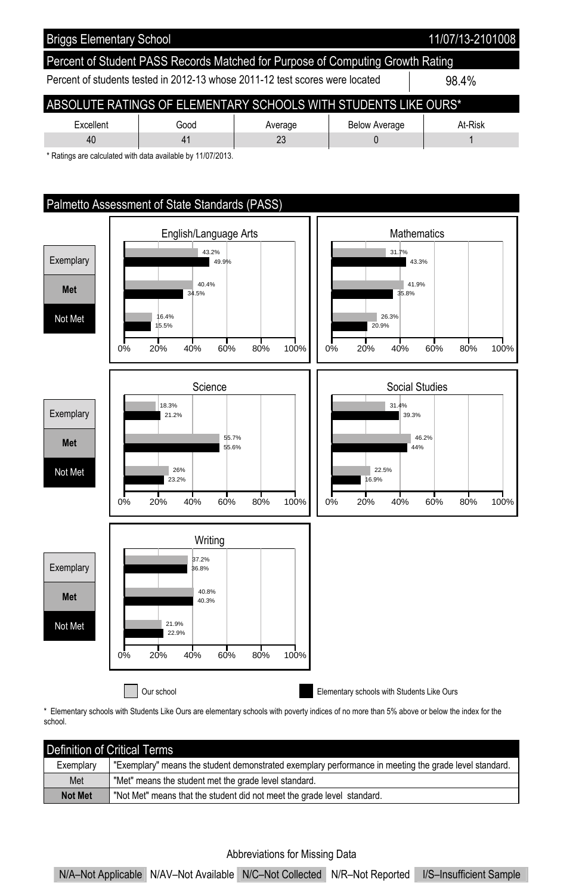| Briggs Elementary School | 11/07/13-2101008 |
|---|---|

## Percent of Student PASS Records Matched for Purpose of Computing Growth Rating

| Percent of students tested in 2012-13 whose 2011-12 test scores were located | 98.4% |
|---|---|

## ABSOLUTE RATINGS OF ELEMENTARY SCHOOLS WITH STUDENTS LIKE OURS*

| Excellent | Good | Average | Below Average | At-Risk |
|---|---|---|---|---|
| 40 | 41 | 23 | 0 | 1 |

* Ratings are calculated with data available by 11/07/2013.

## Palmetto Assessment of State Standards (PASS)

### English/Language Arts

| | Our school | Elementary schools with Students Like Ours |
|---|---|---|
| Exemplary | 43.2% | 49.9% |
| Met | 40.4% | 34.5% |
| Not Met | 16.4% | 15.5% |

### Mathematics

| | Our school | Elementary schools with Students Like Ours |
|---|---|---|
| Exemplary | 31.7% | 43.3% |
| Met | 41.9% | 35.8% |
| Not Met | 26.3% | 20.9% |

### Science

| | Our school | Elementary schools with Students Like Ours |
|---|---|---|
| Exemplary | 18.3% | 21.2% |
| Met | 55.7% | 55.6% |
| Not Met | 26% | 23.2% |

### Social Studies

| | Our school | Elementary schools with Students Like Ours |
|---|---|---|
| Exemplary | 31.4% | 39.3% |
| Met | 46.2% | 44% |
| Not Met | 22.5% | 16.9% |

### Writing

| | Our school | Elementary schools with Students Like Ours |
|---|---|---|
| Exemplary | 37.2% | 36.8% |
| Met | 40.8% | 40.3% |
| Not Met | 21.9% | 22.9% |

* Elementary schools with Students Like Ours are elementary schools with poverty indices of no more than 5% above or below the index for the school.

## Definition of Critical Terms

| Term | Definition |
|---|---|
| Exemplary | "Exemplary" means the student demonstrated exemplary performance in meeting the grade level standard. |
| Met | "Met" means the student met the grade level standard. |
| **Not Met** | "Not Met" means that the student did not meet the grade level standard. |

Abbreviations for Missing Data

N/A–Not Applicable N/AV–Not Available N/C–Not Collected N/R–Not Reported I/S–Insufficient Sample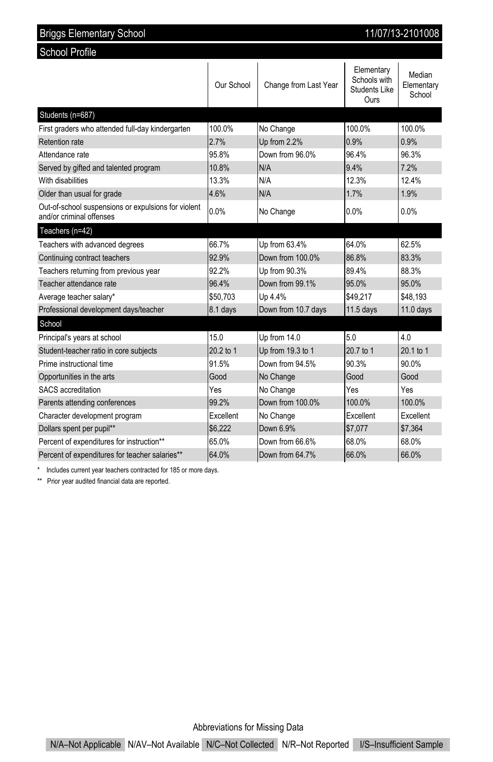## Briggs Elementary School — 11/07/13-2101008

### School Profile

| | Our School | Change from Last Year | Elementary Schools with Students Like Ours | Median Elementary School |
|---|---|---|---|---|
| **Students (n=687)** | | | | |
| First graders who attended full-day kindergarten | 100.0% | No Change | 100.0% | 100.0% |
| Retention rate | 2.7% | Up from 2.2% | 0.9% | 0.9% |
| Attendance rate | 95.8% | Down from 96.0% | 96.4% | 96.3% |
| Served by gifted and talented program | 10.8% | N/A | 9.4% | 7.2% |
| With disabilities | 13.3% | N/A | 12.3% | 12.4% |
| Older than usual for grade | 4.6% | N/A | 1.7% | 1.9% |
| Out-of-school suspensions or expulsions for violent and/or criminal offenses | 0.0% | No Change | 0.0% | 0.0% |
| **Teachers (n=42)** | | | | |
| Teachers with advanced degrees | 66.7% | Up from 63.4% | 64.0% | 62.5% |
| Continuing contract teachers | 92.9% | Down from 100.0% | 86.8% | 83.3% |
| Teachers returning from previous year | 92.2% | Up from 90.3% | 89.4% | 88.3% |
| Teacher attendance rate | 96.4% | Down from 99.1% | 95.0% | 95.0% |
| Average teacher salary* | $50,703 | Up 4.4% | $49,217 | $48,193 |
| Professional development days/teacher | 8.1 days | Down from 10.7 days | 11.5 days | 11.0 days |
| **School** | | | | |
| Principal's years at school | 15.0 | Up from 14.0 | 5.0 | 4.0 |
| Student-teacher ratio in core subjects | 20.2 to 1 | Up from 19.3 to 1 | 20.7 to 1 | 20.1 to 1 |
| Prime instructional time | 91.5% | Down from 94.5% | 90.3% | 90.0% |
| Opportunities in the arts | Good | No Change | Good | Good |
| SACS accreditation | Yes | No Change | Yes | Yes |
| Parents attending conferences | 99.2% | Down from 100.0% | 100.0% | 100.0% |
| Character development program | Excellent | No Change | Excellent | Excellent |
| Dollars spent per pupil** | $6,222 | Down 6.9% | $7,077 | $7,364 |
| Percent of expenditures for instruction** | 65.0% | Down from 66.6% | 68.0% | 68.0% |
| Percent of expenditures for teacher salaries** | 64.0% | Down from 64.7% | 66.0% | 66.0% |

\* Includes current year teachers contracted for 185 or more days.

\*\* Prior year audited financial data are reported.

Abbreviations for Missing Data

N/A–Not Applicable | N/AV–Not Available | N/C–Not Collected | N/R–Not Reported | I/S–Insufficient Sample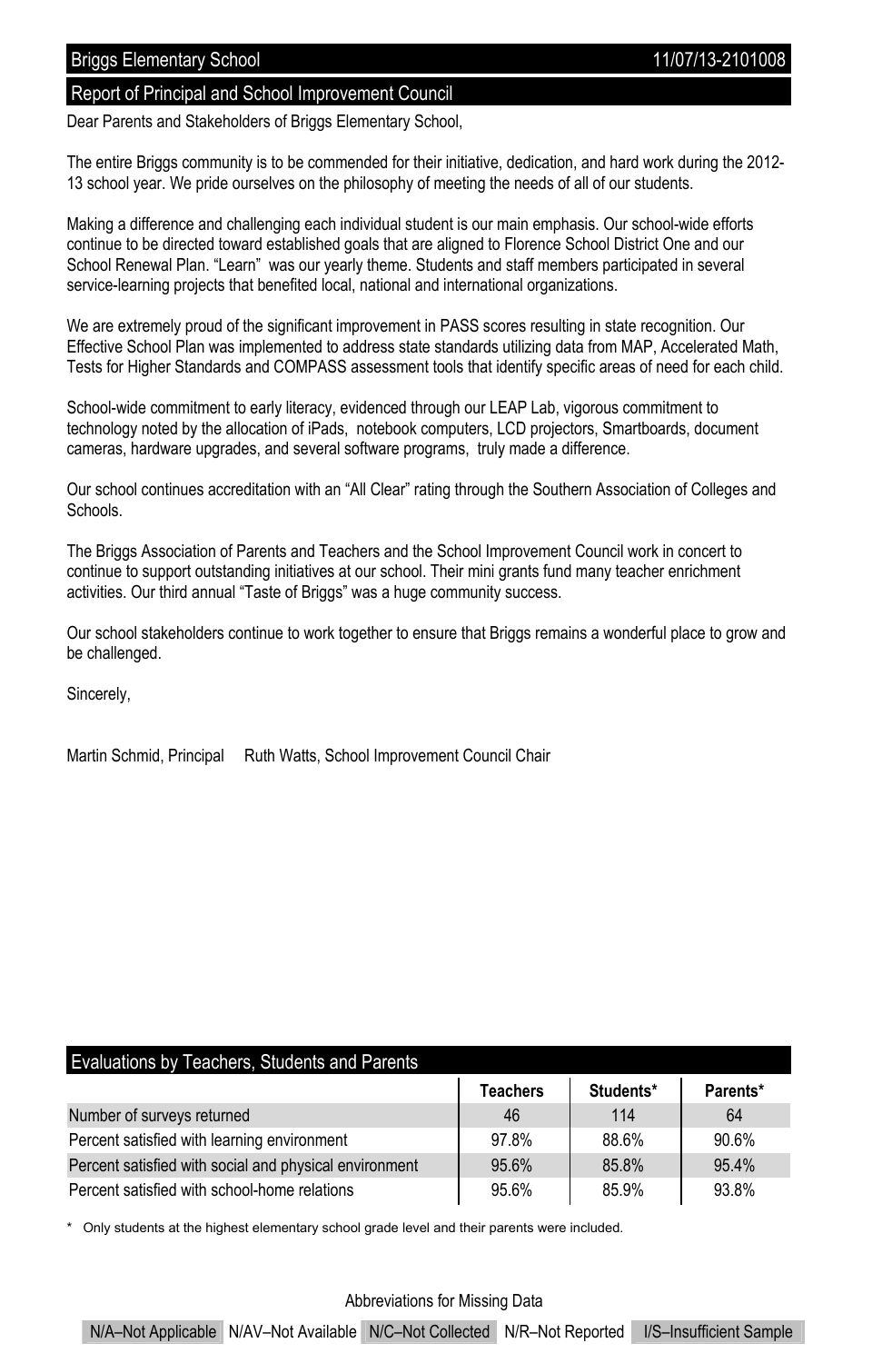## Briggs Elementary School 11/07/13-2101008

## Report of Principal and School Improvement Council

Dear Parents and Stakeholders of Briggs Elementary School,

The entire Briggs community is to be commended for their initiative, dedication, and hard work during the 2012-13 school year. We pride ourselves on the philosophy of meeting the needs of all of our students.

Making a difference and challenging each individual student is our main emphasis. Our school-wide efforts continue to be directed toward established goals that are aligned to Florence School District One and our School Renewal Plan. “Learn” was our yearly theme. Students and staff members participated in several service-learning projects that benefited local, national and international organizations.

We are extremely proud of the significant improvement in PASS scores resulting in state recognition. Our Effective School Plan was implemented to address state standards utilizing data from MAP, Accelerated Math, Tests for Higher Standards and COMPASS assessment tools that identify specific areas of need for each child.

School-wide commitment to early literacy, evidenced through our LEAP Lab, vigorous commitment to technology noted by the allocation of iPads, notebook computers, LCD projectors, Smartboards, document cameras, hardware upgrades, and several software programs, truly made a difference.

Our school continues accreditation with an “All Clear” rating through the Southern Association of Colleges and Schools.

The Briggs Association of Parents and Teachers and the School Improvement Council work in concert to continue to support outstanding initiatives at our school. Their mini grants fund many teacher enrichment activities. Our third annual “Taste of Briggs” was a huge community success.

Our school stakeholders continue to work together to ensure that Briggs remains a wonderful place to grow and be challenged.

Sincerely,

Martin Schmid, Principal     Ruth Watts, School Improvement Council Chair

## Evaluations by Teachers, Students and Parents

| | Teachers | Students* | Parents* |
|---|---|---|---|
| Number of surveys returned | 46 | 114 | 64 |
| Percent satisfied with learning environment | 97.8% | 88.6% | 90.6% |
| Percent satisfied with social and physical environment | 95.6% | 85.8% | 95.4% |
| Percent satisfied with school-home relations | 95.6% | 85.9% | 93.8% |

\* Only students at the highest elementary school grade level and their parents were included.

Abbreviations for Missing Data

N/A–Not Applicable    N/AV–Not Available    N/C–Not Collected    N/R–Not Reported    I/S–Insufficient Sample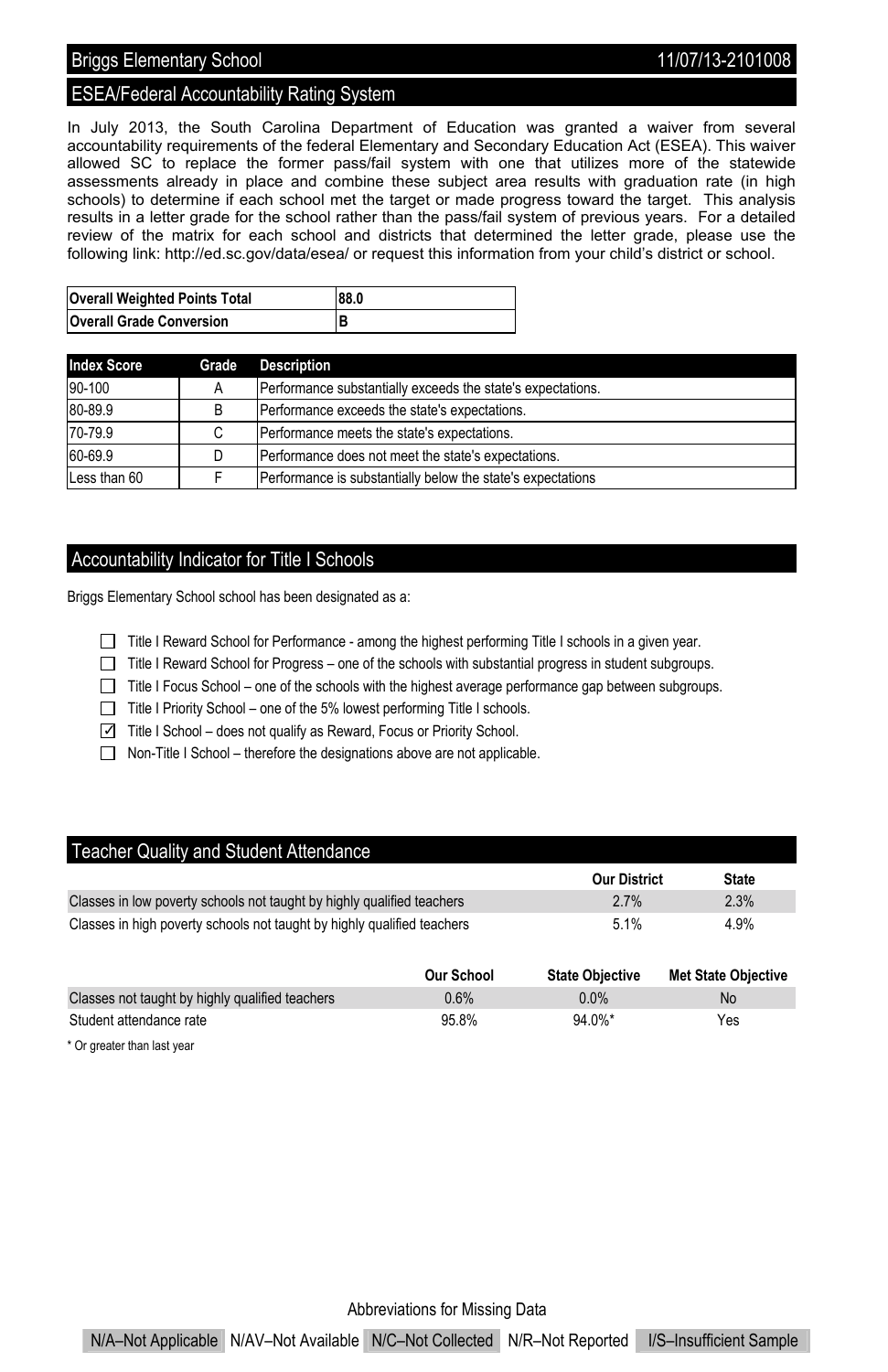## Briggs Elementary School 11/07/13-2101008

## ESEA/Federal Accountability Rating System

In July 2013, the South Carolina Department of Education was granted a waiver from several accountability requirements of the federal Elementary and Secondary Education Act (ESEA). This waiver allowed SC to replace the former pass/fail system with one that utilizes more of the statewide assessments already in place and combine these subject area results with graduation rate (in high schools) to determine if each school met the target or made progress toward the target. This analysis results in a letter grade for the school rather than the pass/fail system of previous years. For a detailed review of the matrix for each school and districts that determined the letter grade, please use the following link: http://ed.sc.gov/data/esea/ or request this information from your child's district or school.

| **Overall Weighted Points Total** | **88.0** |
|---|---|
| **Overall Grade Conversion** | **B** |

| Index Score | Grade | Description |
|---|---|---|
| 90-100 | A | Performance substantially exceeds the state's expectations. |
| 80-89.9 | B | Performance exceeds the state's expectations. |
| 70-79.9 | C | Performance meets the state's expectations. |
| 60-69.9 | D | Performance does not meet the state's expectations. |
| Less than 60 | F | Performance is substantially below the state's expectations |

## Accountability Indicator for Title I Schools

Briggs Elementary School school has been designated as a:

- ☐ Title I Reward School for Performance - among the highest performing Title I schools in a given year.
- ☐ Title I Reward School for Progress – one of the schools with substantial progress in student subgroups.
- ☐ Title I Focus School – one of the schools with the highest average performance gap between subgroups.
- ☐ Title I Priority School – one of the 5% lowest performing Title I schools.
- ☑ Title I School – does not qualify as Reward, Focus or Priority School.
- ☐ Non-Title I School – therefore the designations above are not applicable.

## Teacher Quality and Student Attendance

| | Our District | State |
|---|---|---|
| Classes in low poverty schools not taught by highly qualified teachers | 2.7% | 2.3% |
| Classes in high poverty schools not taught by highly qualified teachers | 5.1% | 4.9% |

| | Our School | State Objective | Met State Objective |
|---|---|---|---|
| Classes not taught by highly qualified teachers | 0.6% | 0.0% | No |
| Student attendance rate | 95.8% | 94.0%* | Yes |

* Or greater than last year

Abbreviations for Missing Data

N/A–Not Applicable N/AV–Not Available N/C–Not Collected N/R–Not Reported I/S–Insufficient Sample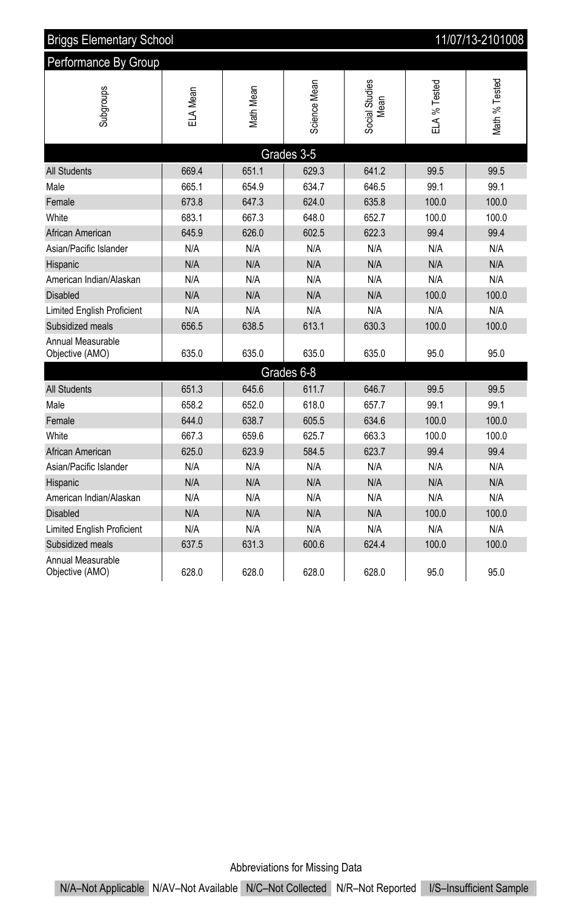## Briggs Elementary School — 11/07/13-2101008

### Performance By Group

| Subgroups | ELA Mean | Math Mean | Science Mean | Social Studies Mean | ELA % Tested | Math % Tested |
|---|---|---|---|---|---|---|
| **Grades 3-5** | | | | | | |
| All Students | 669.4 | 651.1 | 629.3 | 641.2 | 99.5 | 99.5 |
| Male | 665.1 | 654.9 | 634.7 | 646.5 | 99.1 | 99.1 |
| Female | 673.8 | 647.3 | 624.0 | 635.8 | 100.0 | 100.0 |
| White | 683.1 | 667.3 | 648.0 | 652.7 | 100.0 | 100.0 |
| African American | 645.9 | 626.0 | 602.5 | 622.3 | 99.4 | 99.4 |
| Asian/Pacific Islander | N/A | N/A | N/A | N/A | N/A | N/A |
| Hispanic | N/A | N/A | N/A | N/A | N/A | N/A |
| American Indian/Alaskan | N/A | N/A | N/A | N/A | N/A | N/A |
| Disabled | N/A | N/A | N/A | N/A | 100.0 | 100.0 |
| Limited English Proficient | N/A | N/A | N/A | N/A | N/A | N/A |
| Subsidized meals | 656.5 | 638.5 | 613.1 | 630.3 | 100.0 | 100.0 |
| Annual Measurable Objective (AMO) | 635.0 | 635.0 | 635.0 | 635.0 | 95.0 | 95.0 |
| **Grades 6-8** | | | | | | |
| All Students | 651.3 | 645.6 | 611.7 | 646.7 | 99.5 | 99.5 |
| Male | 658.2 | 652.0 | 618.0 | 657.7 | 99.1 | 99.1 |
| Female | 644.0 | 638.7 | 605.5 | 634.6 | 100.0 | 100.0 |
| White | 667.3 | 659.6 | 625.7 | 663.3 | 100.0 | 100.0 |
| African American | 625.0 | 623.9 | 584.5 | 623.7 | 99.4 | 99.4 |
| Asian/Pacific Islander | N/A | N/A | N/A | N/A | N/A | N/A |
| Hispanic | N/A | N/A | N/A | N/A | N/A | N/A |
| American Indian/Alaskan | N/A | N/A | N/A | N/A | N/A | N/A |
| Disabled | N/A | N/A | N/A | N/A | 100.0 | 100.0 |
| Limited English Proficient | N/A | N/A | N/A | N/A | N/A | N/A |
| Subsidized meals | 637.5 | 631.3 | 600.6 | 624.4 | 100.0 | 100.0 |
| Annual Measurable Objective (AMO) | 628.0 | 628.0 | 628.0 | 628.0 | 95.0 | 95.0 |

Abbreviations for Missing Data

N/A–Not Applicable | N/AV–Not Available | N/C–Not Collected | N/R–Not Reported | I/S–Insufficient Sample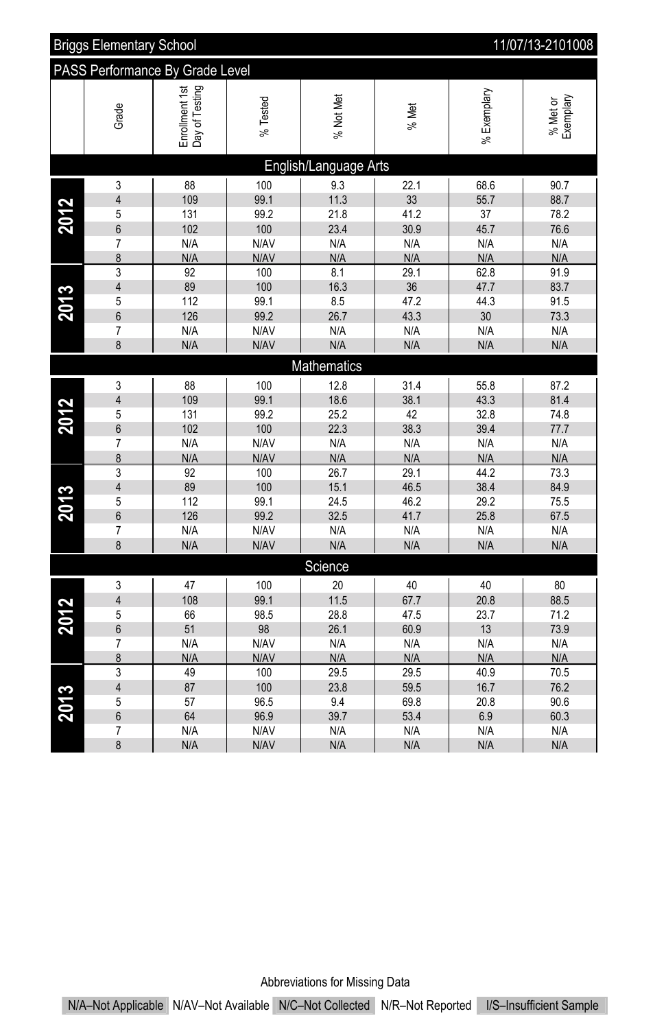| Briggs Elementary School | | | | | | | 11/07/13-2101008 |
|---|---|---|---|---|---|---|---|
| **PASS Performance By Grade Level** | | | | | | | |
| | Grade | Enrollment 1st Day of Testing | % Tested | % Not Met | % Met | % Exemplary | % Met or Exemplary |
| **English/Language Arts** | | | | | | | |
| 2012 | 3 | 88 | 100 | 9.3 | 22.1 | 68.6 | 90.7 |
| 2012 | 4 | 109 | 99.1 | 11.3 | 33 | 55.7 | 88.7 |
| 2012 | 5 | 131 | 99.2 | 21.8 | 41.2 | 37 | 78.2 |
| 2012 | 6 | 102 | 100 | 23.4 | 30.9 | 45.7 | 76.6 |
| 2012 | 7 | N/A | N/AV | N/A | N/A | N/A | N/A |
| 2012 | 8 | N/A | N/AV | N/A | N/A | N/A | N/A |
| 2013 | 3 | 92 | 100 | 8.1 | 29.1 | 62.8 | 91.9 |
| 2013 | 4 | 89 | 100 | 16.3 | 36 | 47.7 | 83.7 |
| 2013 | 5 | 112 | 99.1 | 8.5 | 47.2 | 44.3 | 91.5 |
| 2013 | 6 | 126 | 99.2 | 26.7 | 43.3 | 30 | 73.3 |
| 2013 | 7 | N/A | N/AV | N/A | N/A | N/A | N/A |
| 2013 | 8 | N/A | N/AV | N/A | N/A | N/A | N/A |
| **Mathematics** | | | | | | | |
| 2012 | 3 | 88 | 100 | 12.8 | 31.4 | 55.8 | 87.2 |
| 2012 | 4 | 109 | 99.1 | 18.6 | 38.1 | 43.3 | 81.4 |
| 2012 | 5 | 131 | 99.2 | 25.2 | 42 | 32.8 | 74.8 |
| 2012 | 6 | 102 | 100 | 22.3 | 38.3 | 39.4 | 77.7 |
| 2012 | 7 | N/A | N/AV | N/A | N/A | N/A | N/A |
| 2012 | 8 | N/A | N/AV | N/A | N/A | N/A | N/A |
| 2013 | 3 | 92 | 100 | 26.7 | 29.1 | 44.2 | 73.3 |
| 2013 | 4 | 89 | 100 | 15.1 | 46.5 | 38.4 | 84.9 |
| 2013 | 5 | 112 | 99.1 | 24.5 | 46.2 | 29.2 | 75.5 |
| 2013 | 6 | 126 | 99.2 | 32.5 | 41.7 | 25.8 | 67.5 |
| 2013 | 7 | N/A | N/AV | N/A | N/A | N/A | N/A |
| 2013 | 8 | N/A | N/AV | N/A | N/A | N/A | N/A |
| **Science** | | | | | | | |
| 2012 | 3 | 47 | 100 | 20 | 40 | 40 | 80 |
| 2012 | 4 | 108 | 99.1 | 11.5 | 67.7 | 20.8 | 88.5 |
| 2012 | 5 | 66 | 98.5 | 28.8 | 47.5 | 23.7 | 71.2 |
| 2012 | 6 | 51 | 98 | 26.1 | 60.9 | 13 | 73.9 |
| 2012 | 7 | N/A | N/AV | N/A | N/A | N/A | N/A |
| 2012 | 8 | N/A | N/AV | N/A | N/A | N/A | N/A |
| 2013 | 3 | 49 | 100 | 29.5 | 29.5 | 40.9 | 70.5 |
| 2013 | 4 | 87 | 100 | 23.8 | 59.5 | 16.7 | 76.2 |
| 2013 | 5 | 57 | 96.5 | 9.4 | 69.8 | 20.8 | 90.6 |
| 2013 | 6 | 64 | 96.9 | 39.7 | 53.4 | 6.9 | 60.3 |
| 2013 | 7 | N/A | N/AV | N/A | N/A | N/A | N/A |
| 2013 | 8 | N/A | N/AV | N/A | N/A | N/A | N/A |

Abbreviations for Missing Data

N/A–Not Applicable | N/AV–Not Available | N/C–Not Collected | N/R–Not Reported | I/S–Insufficient Sample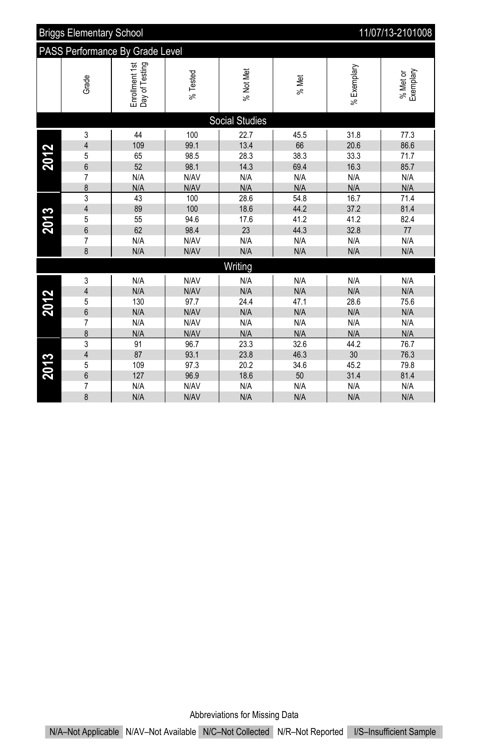Briggs Elementary School 11/07/13-2101008

## PASS Performance By Grade Level

| | Grade | Enrollment 1st Day of Testing | % Tested | % Not Met | % Met | % Exemplary | % Met or Exemplary |
|---|---|---|---|---|---|---|---|
| **Social Studies** | | | | | | | |
| 2012 | 3 | 44 | 100 | 22.7 | 45.5 | 31.8 | 77.3 |
| | 4 | 109 | 99.1 | 13.4 | 66 | 20.6 | 86.6 |
| | 5 | 65 | 98.5 | 28.3 | 38.3 | 33.3 | 71.7 |
| | 6 | 52 | 98.1 | 14.3 | 69.4 | 16.3 | 85.7 |
| | 7 | N/A | N/AV | N/A | N/A | N/A | N/A |
| | 8 | N/A | N/AV | N/A | N/A | N/A | N/A |
| 2013 | 3 | 43 | 100 | 28.6 | 54.8 | 16.7 | 71.4 |
| | 4 | 89 | 100 | 18.6 | 44.2 | 37.2 | 81.4 |
| | 5 | 55 | 94.6 | 17.6 | 41.2 | 41.2 | 82.4 |
| | 6 | 62 | 98.4 | 23 | 44.3 | 32.8 | 77 |
| | 7 | N/A | N/AV | N/A | N/A | N/A | N/A |
| | 8 | N/A | N/AV | N/A | N/A | N/A | N/A |
| **Writing** | | | | | | | |
| 2012 | 3 | N/A | N/AV | N/A | N/A | N/A | N/A |
| | 4 | N/A | N/AV | N/A | N/A | N/A | N/A |
| | 5 | 130 | 97.7 | 24.4 | 47.1 | 28.6 | 75.6 |
| | 6 | N/A | N/AV | N/A | N/A | N/A | N/A |
| | 7 | N/A | N/AV | N/A | N/A | N/A | N/A |
| | 8 | N/A | N/AV | N/A | N/A | N/A | N/A |
| 2013 | 3 | 91 | 96.7 | 23.3 | 32.6 | 44.2 | 76.7 |
| | 4 | 87 | 93.1 | 23.8 | 46.3 | 30 | 76.3 |
| | 5 | 109 | 97.3 | 20.2 | 34.6 | 45.2 | 79.8 |
| | 6 | 127 | 96.9 | 18.6 | 50 | 31.4 | 81.4 |
| | 7 | N/A | N/AV | N/A | N/A | N/A | N/A |
| | 8 | N/A | N/AV | N/A | N/A | N/A | N/A |

Abbreviations for Missing Data

N/A–Not Applicable | N/AV–Not Available | N/C–Not Collected | N/R–Not Reported | I/S–Insufficient Sample